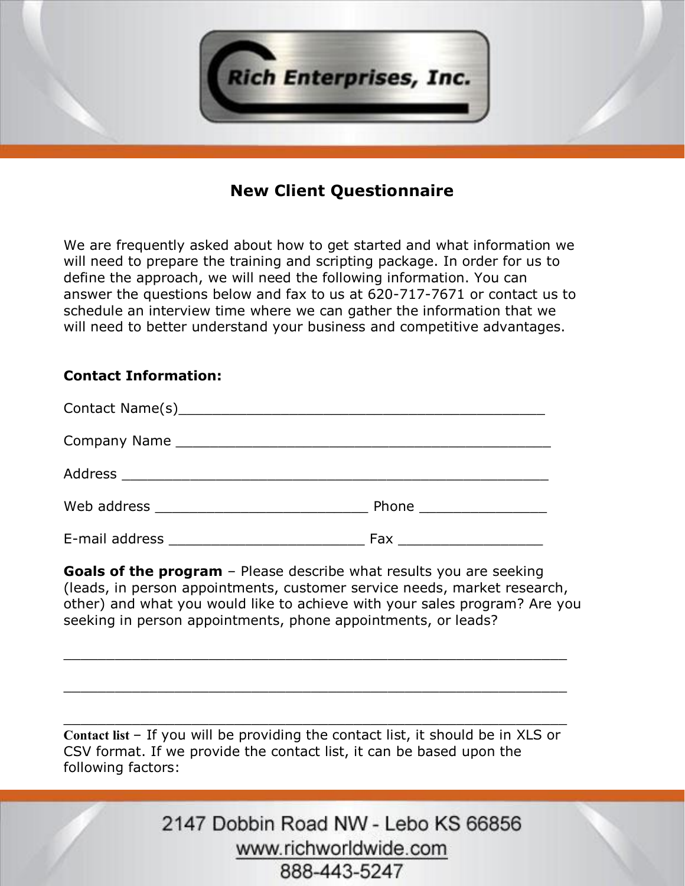Rich Enterprises, Inc.

# New Client Questionnaire

We are frequently asked about how to get started and what information we will need to prepare the training and scripting package. In order for us to define the approach, we will need the following information. You can answer the questions below and fax to us at 620-717-7671 or contact us to schedule an interview time where we can gather the information that we will need to better understand your business and competitive advantages.

**Contact Information:**

Contact Name(s)_____________________________________________

Company Name ____________________________________________

Address ___________________________________________________

Web address __________________________ Phone _______________

E-mail address ________________________ Fax _________________

**Goals of the program** – Please describe what results you are seeking (leads, in person appointments, customer service needs, market research, other) and what you would like to achieve with your sales program? Are you seeking in person appointments, phone appointments, or leads?

_____________________________________________________________

_____________________________________________________________

_____________________________________________________________

**Contact list** – If you will be providing the contact list, it should be in XLS or CSV format. If we provide the contact list, it can be based upon the following factors:

2147 Dobbin Road NW - Lebo KS 66856
www.richworldwide.com
888-443-5247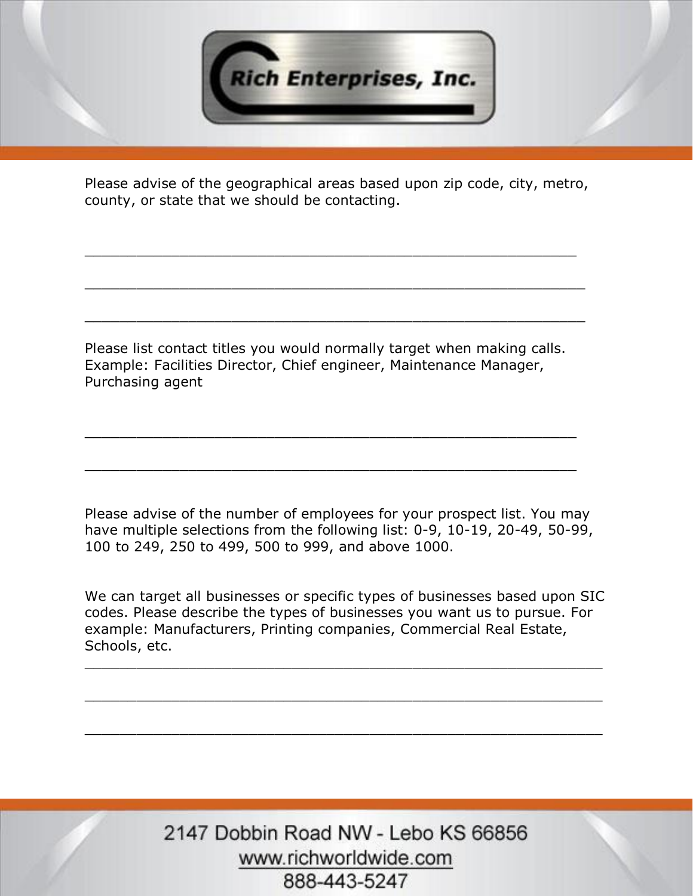Please advise of the geographical areas based upon zip code, city, metro, county, or state that we should be contacting.

_______________________________________________________

_______________________________________________________

_______________________________________________________

Please list contact titles you would normally target when making calls. Example: Facilities Director, Chief engineer, Maintenance Manager, Purchasing agent

_______________________________________________________

_______________________________________________________

Please advise of the number of employees for your prospect list. You may have multiple selections from the following list: 0-9, 10-19, 20-49, 50-99, 100 to 249, 250 to 499, 500 to 999, and above 1000.

We can target all businesses or specific types of businesses based upon SIC codes. Please describe the types of businesses you want us to pursue. For example: Manufacturers, Printing companies, Commercial Real Estate, Schools, etc.

_________________________________________________________

_________________________________________________________

_________________________________________________________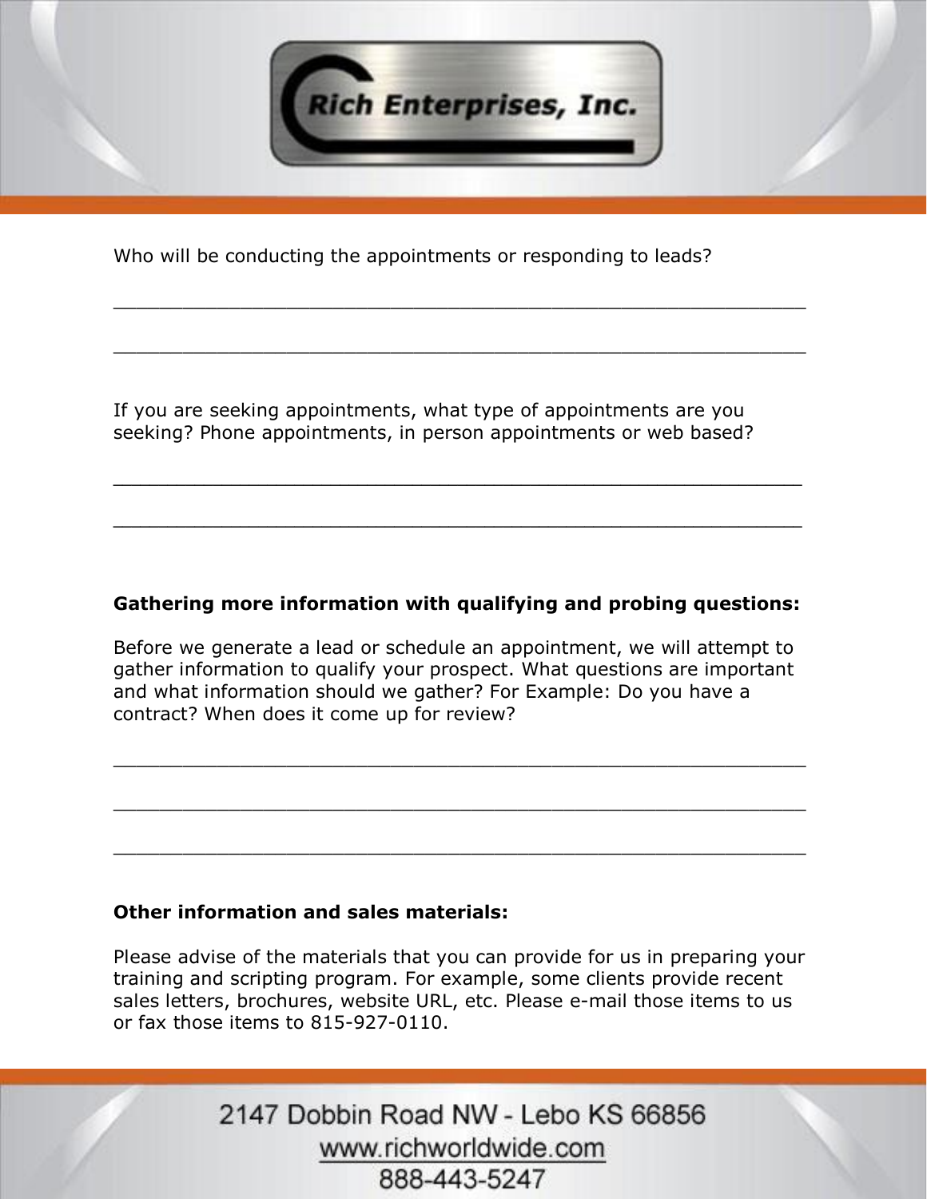Who will be conducting the appointments or responding to leads?

_______________________________________________________________

_______________________________________________________________

If you are seeking appointments, what type of appointments are you seeking? Phone appointments, in person appointments or web based?

_______________________________________________________________

_______________________________________________________________

**Gathering more information with qualifying and probing questions:**

Before we generate a lead or schedule an appointment, we will attempt to gather information to qualify your prospect. What questions are important and what information should we gather? For Example: Do you have a contract? When does it come up for review?

_______________________________________________________________

_______________________________________________________________

_______________________________________________________________

**Other information and sales materials:**

Please advise of the materials that you can provide for us in preparing your training and scripting program. For example, some clients provide recent sales letters, brochures, website URL, etc. Please e-mail those items to us or fax those items to 815-927-0110.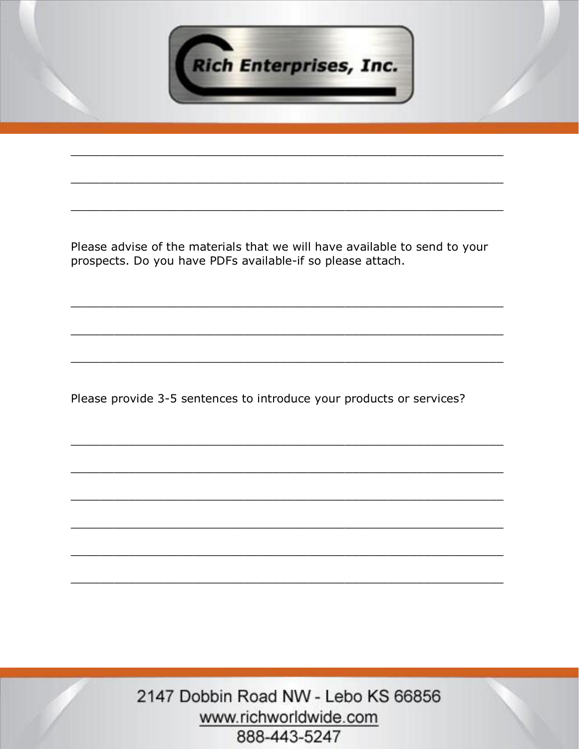\_\_\_\_\_\_\_\_\_\_\_\_\_\_\_\_\_\_\_\_\_\_\_\_\_\_\_\_\_\_\_\_\_\_\_\_\_\_\_\_\_\_\_\_\_\_\_\_\_\_\_\_\_\_\_\_

\_\_\_\_\_\_\_\_\_\_\_\_\_\_\_\_\_\_\_\_\_\_\_\_\_\_\_\_\_\_\_\_\_\_\_\_\_\_\_\_\_\_\_\_\_\_\_\_\_\_\_\_\_\_\_\_

\_\_\_\_\_\_\_\_\_\_\_\_\_\_\_\_\_\_\_\_\_\_\_\_\_\_\_\_\_\_\_\_\_\_\_\_\_\_\_\_\_\_\_\_\_\_\_\_\_\_\_\_\_\_\_\_

Please advise of the materials that we will have available to send to your prospects. Do you have PDFs available-if so please attach.

\_\_\_\_\_\_\_\_\_\_\_\_\_\_\_\_\_\_\_\_\_\_\_\_\_\_\_\_\_\_\_\_\_\_\_\_\_\_\_\_\_\_\_\_\_\_\_\_\_\_\_\_\_\_\_\_

\_\_\_\_\_\_\_\_\_\_\_\_\_\_\_\_\_\_\_\_\_\_\_\_\_\_\_\_\_\_\_\_\_\_\_\_\_\_\_\_\_\_\_\_\_\_\_\_\_\_\_\_\_\_\_\_

\_\_\_\_\_\_\_\_\_\_\_\_\_\_\_\_\_\_\_\_\_\_\_\_\_\_\_\_\_\_\_\_\_\_\_\_\_\_\_\_\_\_\_\_\_\_\_\_\_\_\_\_\_\_\_\_

Please provide 3-5 sentences to introduce your products or services?

\_\_\_\_\_\_\_\_\_\_\_\_\_\_\_\_\_\_\_\_\_\_\_\_\_\_\_\_\_\_\_\_\_\_\_\_\_\_\_\_\_\_\_\_\_\_\_\_\_\_\_\_\_\_\_\_

\_\_\_\_\_\_\_\_\_\_\_\_\_\_\_\_\_\_\_\_\_\_\_\_\_\_\_\_\_\_\_\_\_\_\_\_\_\_\_\_\_\_\_\_\_\_\_\_\_\_\_\_\_\_\_\_

\_\_\_\_\_\_\_\_\_\_\_\_\_\_\_\_\_\_\_\_\_\_\_\_\_\_\_\_\_\_\_\_\_\_\_\_\_\_\_\_\_\_\_\_\_\_\_\_\_\_\_\_\_\_\_\_

\_\_\_\_\_\_\_\_\_\_\_\_\_\_\_\_\_\_\_\_\_\_\_\_\_\_\_\_\_\_\_\_\_\_\_\_\_\_\_\_\_\_\_\_\_\_\_\_\_\_\_\_\_\_\_\_

\_\_\_\_\_\_\_\_\_\_\_\_\_\_\_\_\_\_\_\_\_\_\_\_\_\_\_\_\_\_\_\_\_\_\_\_\_\_\_\_\_\_\_\_\_\_\_\_\_\_\_\_\_\_\_\_

\_\_\_\_\_\_\_\_\_\_\_\_\_\_\_\_\_\_\_\_\_\_\_\_\_\_\_\_\_\_\_\_\_\_\_\_\_\_\_\_\_\_\_\_\_\_\_\_\_\_\_\_\_\_\_\_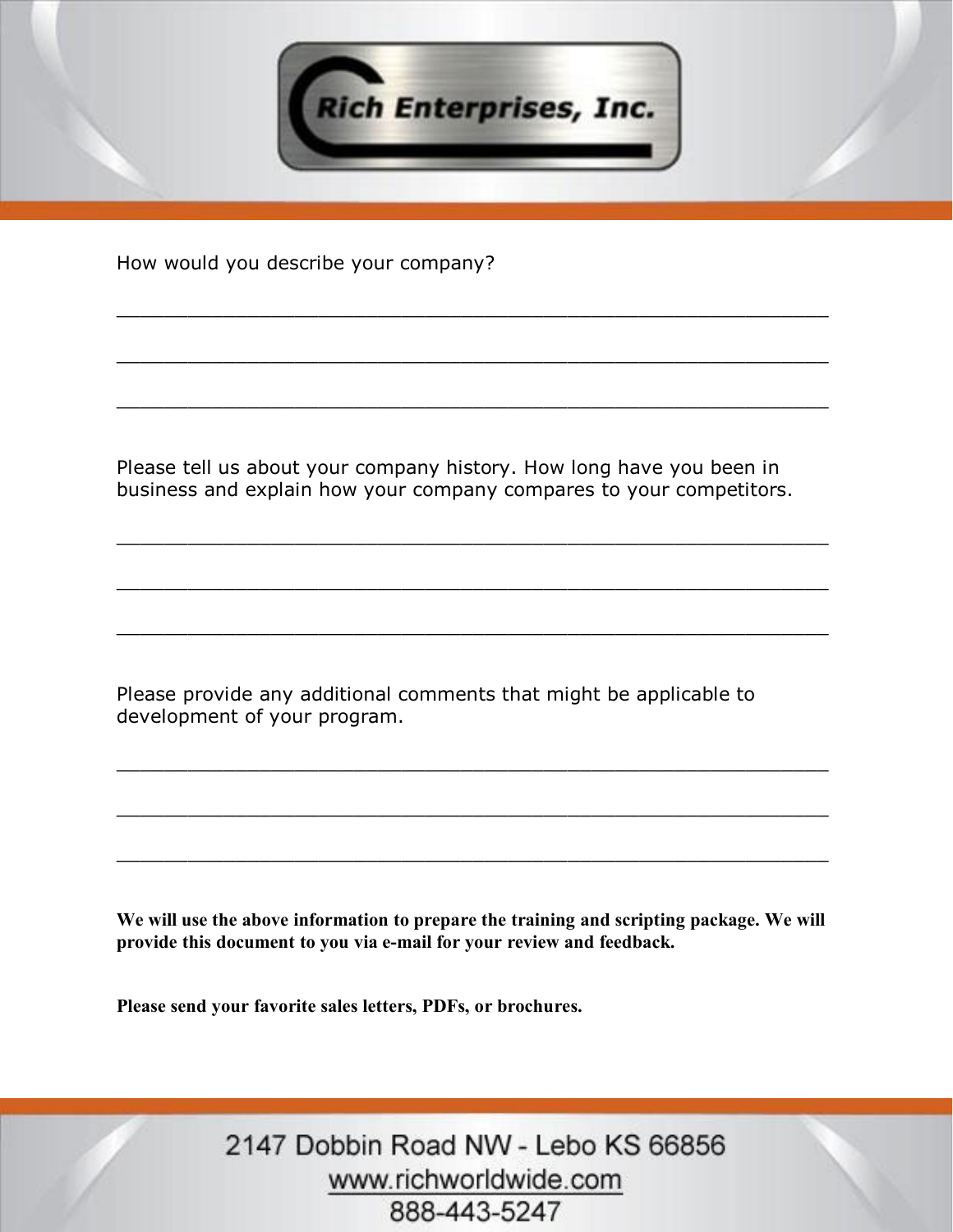How would you describe your company?

______________________________________________________________

______________________________________________________________

______________________________________________________________

Please tell us about your company history. How long have you been in business and explain how your company compares to your competitors.

______________________________________________________________

______________________________________________________________

______________________________________________________________

Please provide any additional comments that might be applicable to development of your program.

______________________________________________________________

______________________________________________________________

______________________________________________________________

**We will use the above information to prepare the training and scripting package. We will provide this document to you via e-mail for your review and feedback.**

**Please send your favorite sales letters, PDFs, or brochures.**